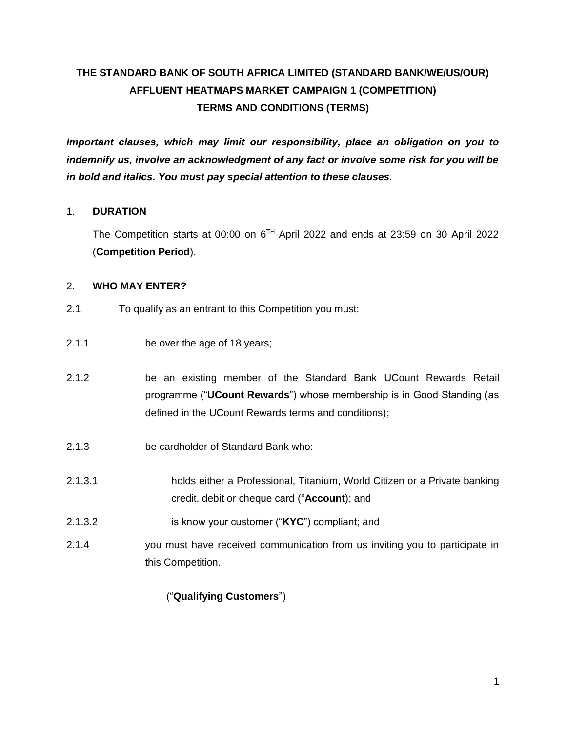# THE STANDARD BANK OF SOUTH AFRICA LIMITED (STANDARD BANK/WE/US/OUR) AFFLUENT HEATMAPS MARKET CAMPAIGN 1 (COMPETITION) TERMS AND CONDITIONS (TERMS)

***Important clauses, which may limit our responsibility, place an obligation on you to indemnify us, involve an acknowledgment of any fact or involve some risk for you will be in bold and italics. You must pay special attention to these clauses.***

## 1. DURATION

The Competition starts at 00:00 on 6TH April 2022 and ends at 23:59 on 30 April 2022 (**Competition Period**).

## 2. WHO MAY ENTER?

2.1 To qualify as an entrant to this Competition you must:

2.1.1 be over the age of 18 years;

2.1.2 be an existing member of the Standard Bank UCount Rewards Retail programme ("**UCount Rewards**") whose membership is in Good Standing (as defined in the UCount Rewards terms and conditions);

2.1.3 be cardholder of Standard Bank who:

2.1.3.1 holds either a Professional, Titanium, World Citizen or a Private banking credit, debit or cheque card ("**Account**); and

2.1.3.2 is know your customer ("**KYC**") compliant; and

2.1.4 you must have received communication from us inviting you to participate in this Competition.

("**Qualifying Customers**")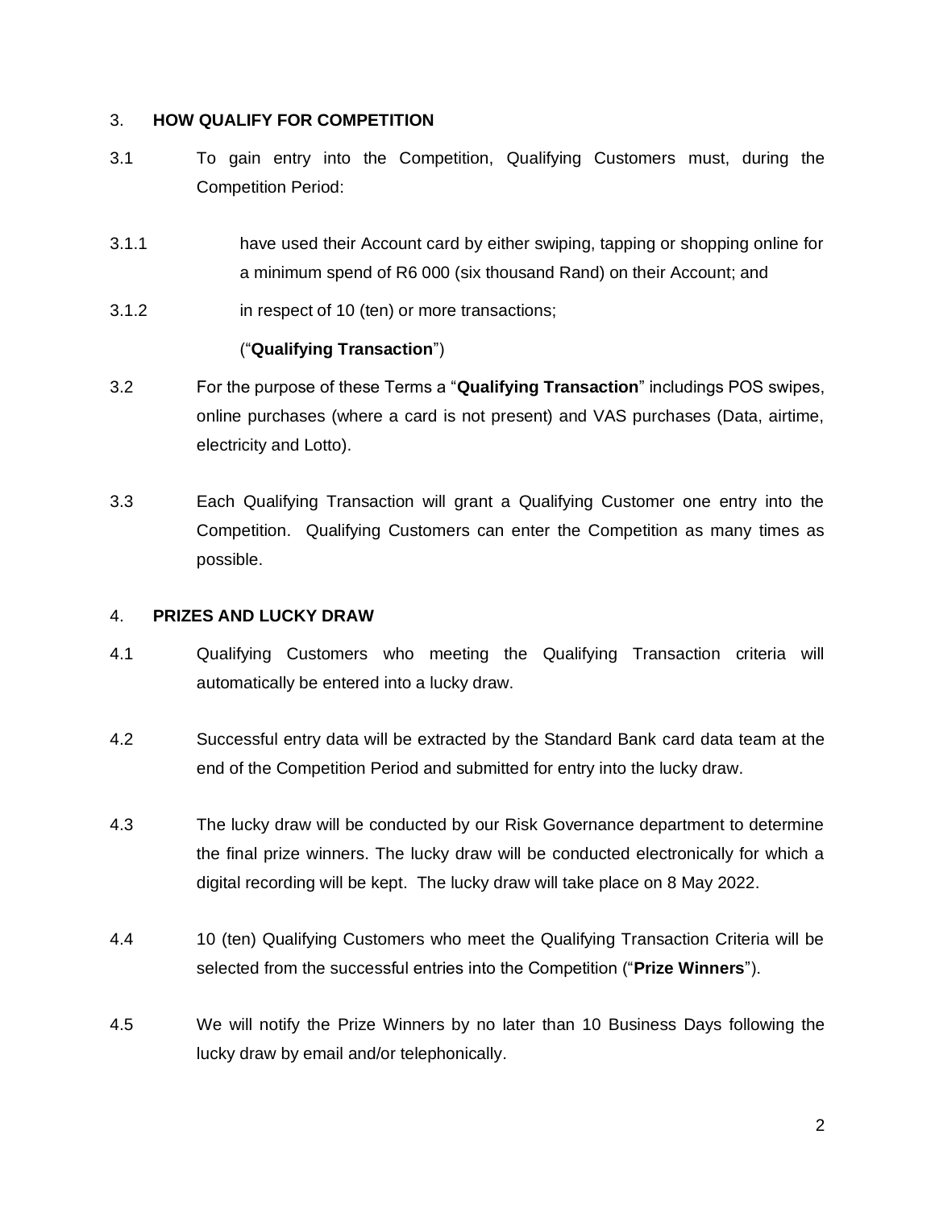## 3. HOW QUALIFY FOR COMPETITION

3.1 To gain entry into the Competition, Qualifying Customers must, during the Competition Period:

3.1.1 have used their Account card by either swiping, tapping or shopping online for a minimum spend of R6 000 (six thousand Rand) on their Account; and

3.1.2 in respect of 10 (ten) or more transactions;

("**Qualifying Transaction**")

3.2 For the purpose of these Terms a "**Qualifying Transaction**" includings POS swipes, online purchases (where a card is not present) and VAS purchases (Data, airtime, electricity and Lotto).

3.3 Each Qualifying Transaction will grant a Qualifying Customer one entry into the Competition. Qualifying Customers can enter the Competition as many times as possible.

## 4. PRIZES AND LUCKY DRAW

4.1 Qualifying Customers who meeting the Qualifying Transaction criteria will automatically be entered into a lucky draw.

4.2 Successful entry data will be extracted by the Standard Bank card data team at the end of the Competition Period and submitted for entry into the lucky draw.

4.3 The lucky draw will be conducted by our Risk Governance department to determine the final prize winners. The lucky draw will be conducted electronically for which a digital recording will be kept. The lucky draw will take place on 8 May 2022.

4.4 10 (ten) Qualifying Customers who meet the Qualifying Transaction Criteria will be selected from the successful entries into the Competition ("**Prize Winners**").

4.5 We will notify the Prize Winners by no later than 10 Business Days following the lucky draw by email and/or telephonically.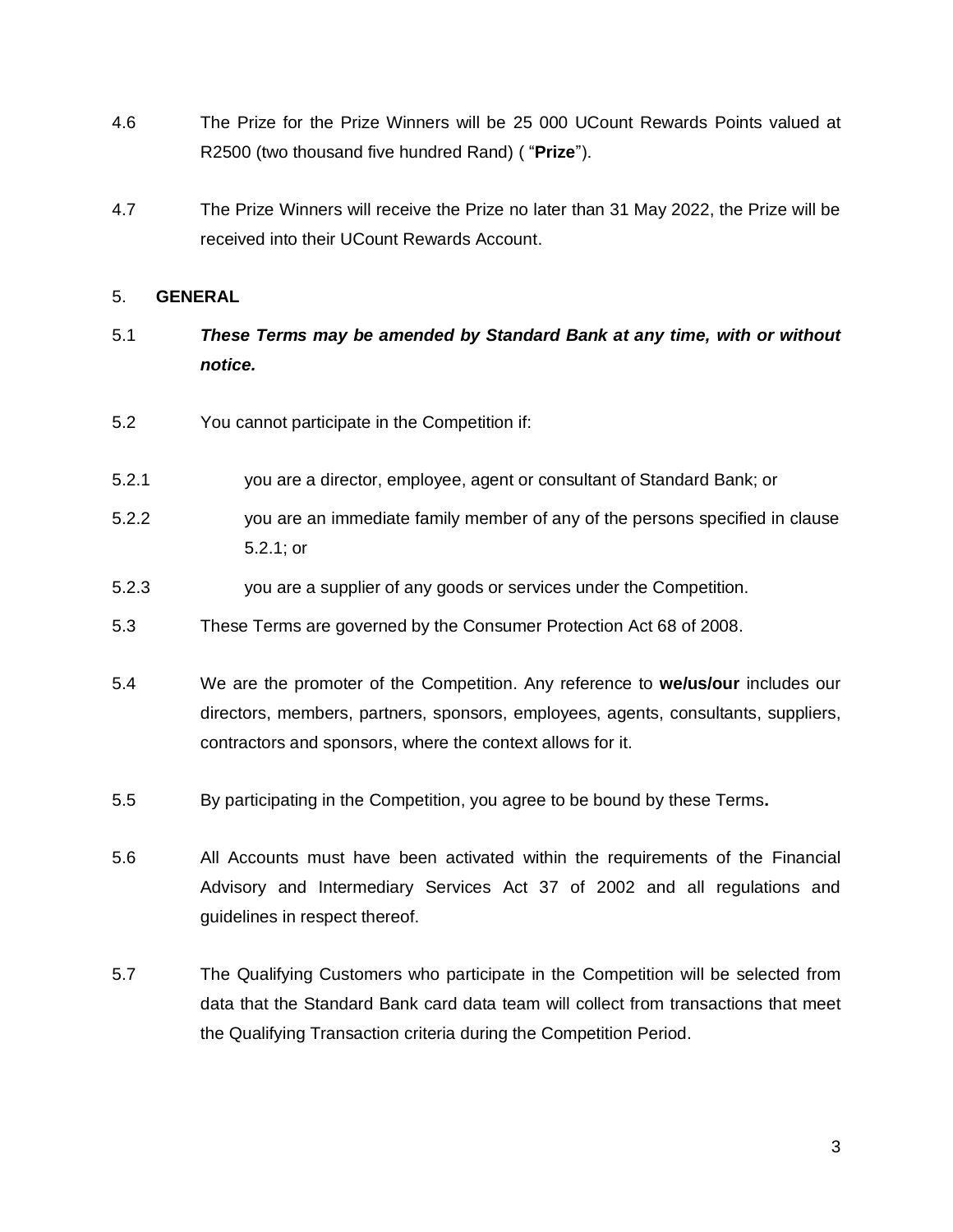4.6 The Prize for the Prize Winners will be 25 000 UCount Rewards Points valued at R2500 (two thousand five hundred Rand) ( "**Prize**").

4.7 The Prize Winners will receive the Prize no later than 31 May 2022, the Prize will be received into their UCount Rewards Account.

5. **GENERAL**

5.1 ***These Terms may be amended by Standard Bank at any time, with or without notice.***

5.2 You cannot participate in the Competition if:

5.2.1 you are a director, employee, agent or consultant of Standard Bank; or

5.2.2 you are an immediate family member of any of the persons specified in clause 5.2.1; or

5.2.3 you are a supplier of any goods or services under the Competition.

5.3 These Terms are governed by the Consumer Protection Act 68 of 2008.

5.4 We are the promoter of the Competition. Any reference to **we/us/our** includes our directors, members, partners, sponsors, employees, agents, consultants, suppliers, contractors and sponsors, where the context allows for it.

5.5 By participating in the Competition, you agree to be bound by these Terms**.**

5.6 All Accounts must have been activated within the requirements of the Financial Advisory and Intermediary Services Act 37 of 2002 and all regulations and guidelines in respect thereof.

5.7 The Qualifying Customers who participate in the Competition will be selected from data that the Standard Bank card data team will collect from transactions that meet the Qualifying Transaction criteria during the Competition Period.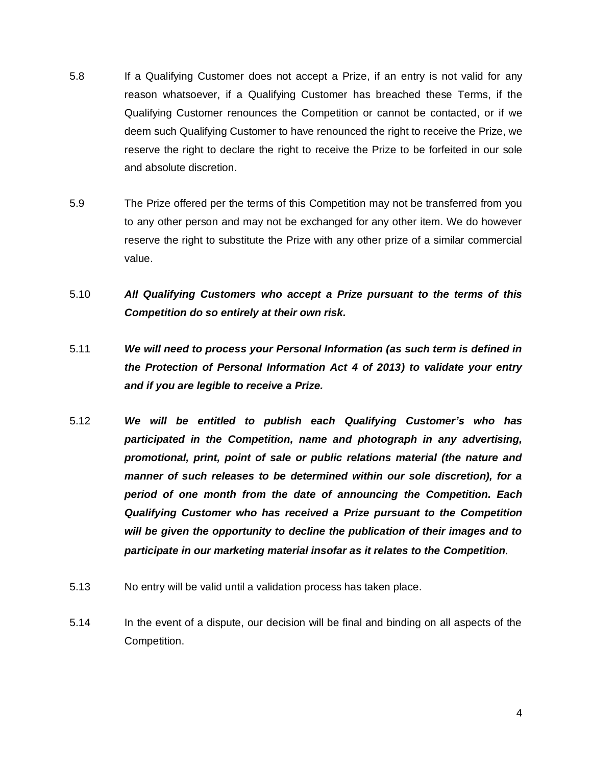5.8 If a Qualifying Customer does not accept a Prize, if an entry is not valid for any reason whatsoever, if a Qualifying Customer has breached these Terms, if the Qualifying Customer renounces the Competition or cannot be contacted, or if we deem such Qualifying Customer to have renounced the right to receive the Prize, we reserve the right to declare the right to receive the Prize to be forfeited in our sole and absolute discretion.

5.9 The Prize offered per the terms of this Competition may not be transferred from you to any other person and may not be exchanged for any other item. We do however reserve the right to substitute the Prize with any other prize of a similar commercial value.

5.10 ***All Qualifying Customers who accept a Prize pursuant to the terms of this Competition do so entirely at their own risk.***

5.11 ***We will need to process your Personal Information (as such term is defined in the Protection of Personal Information Act 4 of 2013) to validate your entry and if you are legible to receive a Prize.***

5.12 ***We will be entitled to publish each Qualifying Customer's who has participated in the Competition, name and photograph in any advertising, promotional, print, point of sale or public relations material (the nature and manner of such releases to be determined within our sole discretion), for a period of one month from the date of announcing the Competition. Each Qualifying Customer who has received a Prize pursuant to the Competition will be given the opportunity to decline the publication of their images and to participate in our marketing material insofar as it relates to the Competition***.

5.13 No entry will be valid until a validation process has taken place.

5.14 In the event of a dispute, our decision will be final and binding on all aspects of the Competition.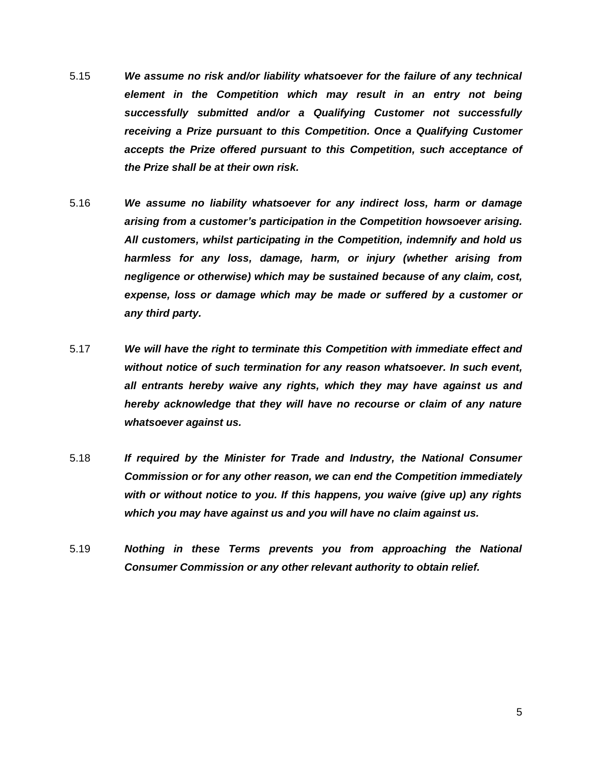5.15 ***We assume no risk and/or liability whatsoever for the failure of any technical element in the Competition which may result in an entry not being successfully submitted and/or a Qualifying Customer not successfully receiving a Prize pursuant to this Competition. Once a Qualifying Customer accepts the Prize offered pursuant to this Competition, such acceptance of the Prize shall be at their own risk.***

5.16 ***We assume no liability whatsoever for any indirect loss, harm or damage arising from a customer's participation in the Competition howsoever arising. All customers, whilst participating in the Competition, indemnify and hold us harmless for any loss, damage, harm, or injury (whether arising from negligence or otherwise) which may be sustained because of any claim, cost, expense, loss or damage which may be made or suffered by a customer or any third party.***

5.17 ***We will have the right to terminate this Competition with immediate effect and without notice of such termination for any reason whatsoever. In such event, all entrants hereby waive any rights, which they may have against us and hereby acknowledge that they will have no recourse or claim of any nature whatsoever against us.***

5.18 ***If required by the Minister for Trade and Industry, the National Consumer Commission or for any other reason, we can end the Competition immediately with or without notice to you. If this happens, you waive (give up) any rights which you may have against us and you will have no claim against us.***

5.19 ***Nothing in these Terms prevents you from approaching the National Consumer Commission or any other relevant authority to obtain relief.***